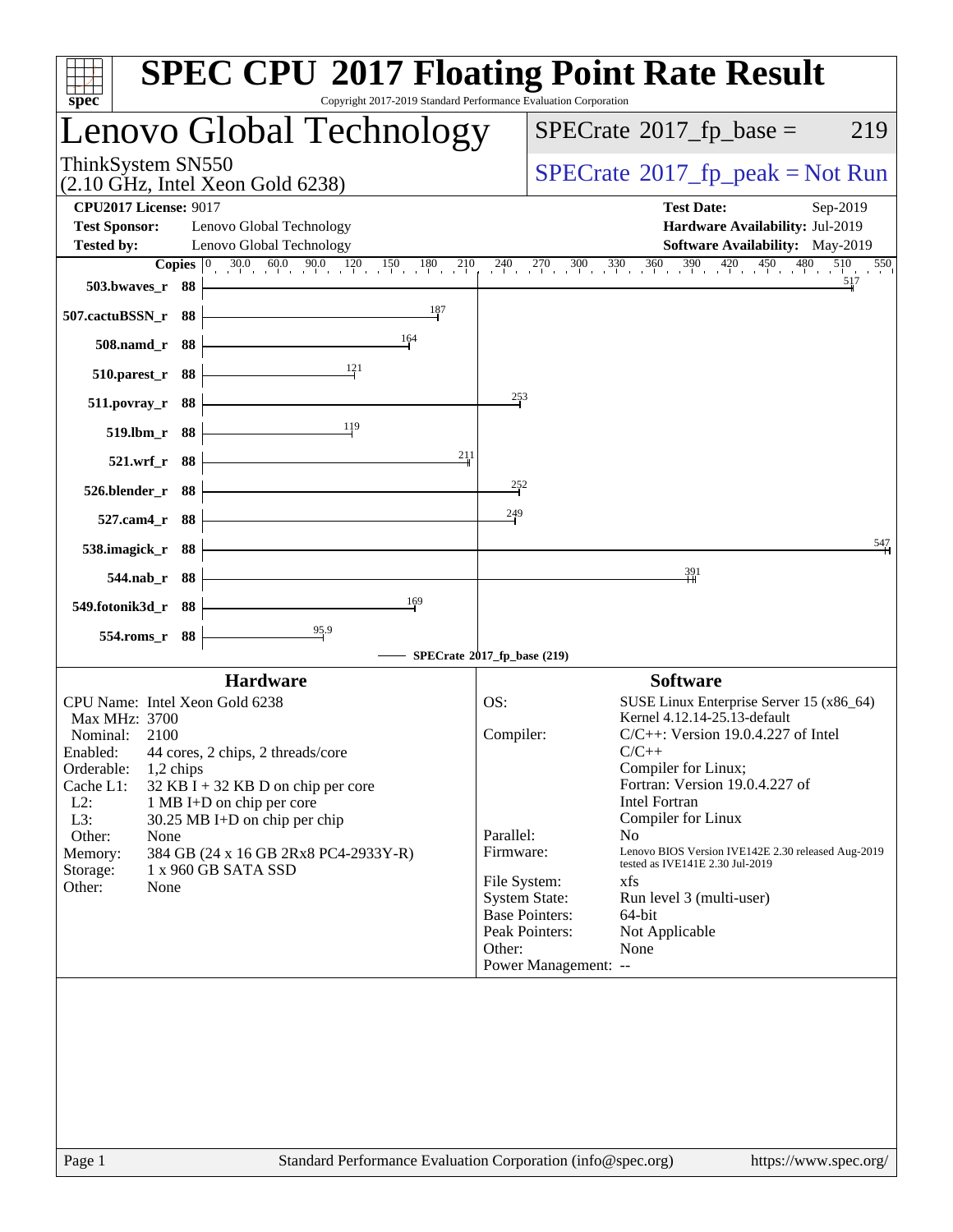# SPEC CPU 2017 Floating Point Rate Result

Copyright 2017-2019 Standard Performance Evaluation Corporation

## Lenovo Global Technology

ThinkSystem SN550
(2.10 GHz, Intel Xeon Gold 6238)

SPECrate 2017_fp_base = 219

SPECrate 2017_fp_peak = Not Run

**CPU2017 License:** 9017
**Test Sponsor:** Lenovo Global Technology
**Tested by:** Lenovo Global Technology

**Test Date:** Sep-2019
**Hardware Availability:** Jul-2019
**Software Availability:** May-2019

| Benchmark | Copies | SPECrate 2017_fp_base |
|---|---|---|
| 503.bwaves_r | 88 | 517 |
| 507.cactuBSSN_r | 88 | 187 |
| 508.namd_r | 88 | 164 |
| 510.parest_r | 88 | 121 |
| 511.povray_r | 88 | 253 |
| 519.lbm_r | 88 | 119 |
| 521.wrf_r | 88 | 211 |
| 526.blender_r | 88 | 252 |
| 527.cam4_r | 88 | 249 |
| 538.imagick_r | 88 | 547 |
| 544.nab_r | 88 | 391 |
| 549.fotonik3d_r | 88 | 169 |
| 554.roms_r | 88 | 95.9 |

SPECrate 2017_fp_base (219)

### Hardware

CPU Name: Intel Xeon Gold 6238
Max MHz: 3700
Nominal: 2100
Enabled: 44 cores, 2 chips, 2 threads/core
Orderable: 1,2 chips
Cache L1: 32 KB I + 32 KB D on chip per core
L2: 1 MB I+D on chip per core
L3: 30.25 MB I+D on chip per chip
Other: None
Memory: 384 GB (24 x 16 GB 2Rx8 PC4-2933Y-R)
Storage: 1 x 960 GB SATA SSD
Other: None

### Software

OS: SUSE Linux Enterprise Server 15 (x86_64) Kernel 4.12.14-25.13-default
Compiler: C/C++: Version 19.0.4.227 of Intel C/C++ Compiler for Linux; Fortran: Version 19.0.4.227 of Intel Fortran Compiler for Linux
Parallel: No
Firmware: Lenovo BIOS Version IVE142E 2.30 released Aug-2019 tested as IVE141E 2.30 Jul-2019
File System: xfs
System State: Run level 3 (multi-user)
Base Pointers: 64-bit
Peak Pointers: Not Applicable
Other: None
Power Management: --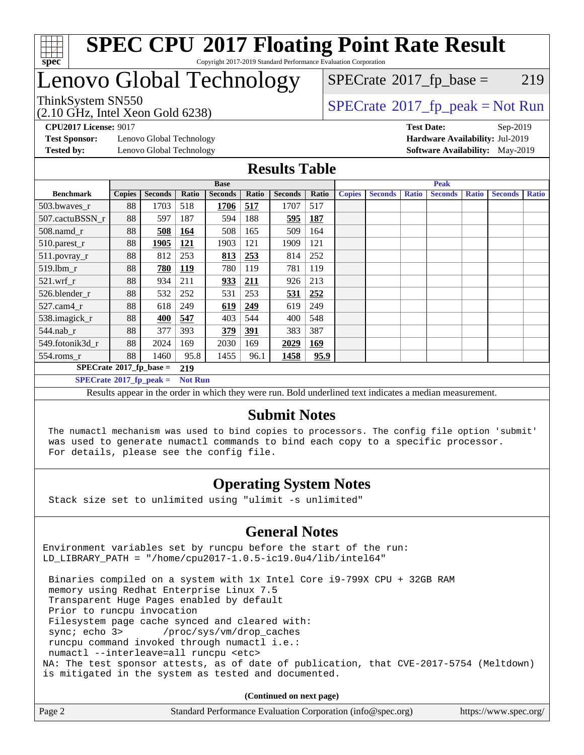# SPEC CPU 2017 Floating Point Rate Result

Copyright 2017-2019 Standard Performance Evaluation Corporation

## Lenovo Global Technology

ThinkSystem SN550
(2.10 GHz, Intel Xeon Gold 6238)

SPECrate 2017_fp_base = 219

SPECrate 2017_fp_peak = Not Run

**CPU2017 License:** 9017
**Test Sponsor:** Lenovo Global Technology
**Tested by:** Lenovo Global Technology

**Test Date:** Sep-2019
**Hardware Availability:** Jul-2019
**Software Availability:** May-2019

## Results Table

| Benchmark | Base | | | | | | | Peak | | | | | | |
|---|---|---|---|---|---|---|---|---|---|---|---|---|---|---|
| | Copies | Seconds | Ratio | Seconds | Ratio | Seconds | Ratio | Copies | Seconds | Ratio | Seconds | Ratio | Seconds | Ratio |
| 503.bwaves_r | 88 | 1703 | 518 | **1706** | **517** | 1707 | 517 | | | | | | | |
| 507.cactuBSSN_r | 88 | 597 | 187 | 594 | 188 | **595** | **187** | | | | | | | |
| 508.namd_r | 88 | **508** | **164** | 508 | 165 | 509 | 164 | | | | | | | |
| 510.parest_r | 88 | **1905** | **121** | 1903 | 121 | 1909 | 121 | | | | | | | |
| 511.povray_r | 88 | 812 | 253 | **813** | **253** | 814 | 252 | | | | | | | |
| 519.lbm_r | 88 | **780** | **119** | 780 | 119 | 781 | 119 | | | | | | | |
| 521.wrf_r | 88 | 934 | 211 | **933** | **211** | 926 | 213 | | | | | | | |
| 526.blender_r | 88 | 532 | 252 | 531 | 253 | **531** | **252** | | | | | | | |
| 527.cam4_r | 88 | 618 | 249 | **619** | **249** | 619 | 249 | | | | | | | |
| 538.imagick_r | 88 | **400** | **547** | 403 | 544 | 400 | 548 | | | | | | | |
| 544.nab_r | 88 | 377 | 393 | **379** | **391** | 383 | 387 | | | | | | | |
| 549.fotonik3d_r | 88 | 2024 | 169 | 2030 | 169 | **2029** | **169** | | | | | | | |
| 554.roms_r | 88 | 1460 | 95.8 | 1455 | 96.1 | **1458** | **95.9** | | | | | | | |

**SPECrate 2017_fp_base = 219**

**SPECrate 2017_fp_peak = Not Run**

Results appear in the order in which they were run. Bold underlined text indicates a median measurement.

## Submit Notes

The numactl mechanism was used to bind copies to processors. The config file option 'submit' was used to generate numactl commands to bind each copy to a specific processor. For details, please see the config file.

## Operating System Notes

Stack size set to unlimited using "ulimit -s unlimited"

## General Notes

```
Environment variables set by runcpu before the start of the run:
LD_LIBRARY_PATH = "/home/cpu2017-1.0.5-ic19.0u4/lib/intel64"

 Binaries compiled on a system with 1x Intel Core i9-799X CPU + 32GB RAM
 memory using Redhat Enterprise Linux 7.5
 Transparent Huge Pages enabled by default
 Prior to runcpu invocation
 Filesystem page cache synced and cleared with:
 sync; echo 3>       /proc/sys/vm/drop_caches
 runcpu command invoked through numactl i.e.:
 numactl --interleave=all runcpu <etc>
NA: The test sponsor attests, as of date of publication, that CVE-2017-5754 (Meltdown)
is mitigated in the system as tested and documented.
```

**(Continued on next page)**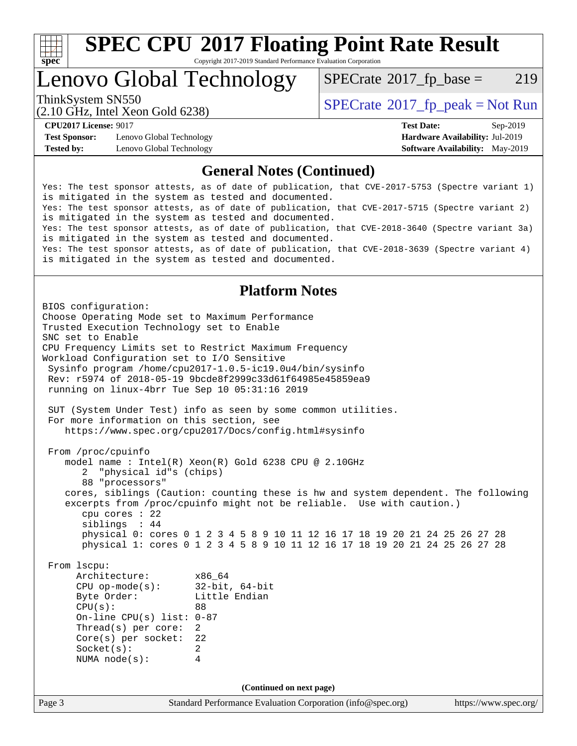# SPEC CPU 2017 Floating Point Rate Result

Copyright 2017-2019 Standard Performance Evaluation Corporation

## Lenovo Global Technology

ThinkSystem SN550
(2.10 GHz, Intel Xeon Gold 6238)

SPECrate 2017_fp_base = 219

SPECrate 2017_fp_peak = Not Run

| | | | |
|---|---|---|---|
| **CPU2017 License:** | 9017 | **Test Date:** | Sep-2019 |
| **Test Sponsor:** | Lenovo Global Technology | **Hardware Availability:** | Jul-2019 |
| **Tested by:** | Lenovo Global Technology | **Software Availability:** | May-2019 |

### General Notes (Continued)

```
Yes: The test sponsor attests, as of date of publication, that CVE-2017-5753 (Spectre variant 1)
is mitigated in the system as tested and documented.
Yes: The test sponsor attests, as of date of publication, that CVE-2017-5715 (Spectre variant 2)
is mitigated in the system as tested and documented.
Yes: The test sponsor attests, as of date of publication, that CVE-2018-3640 (Spectre variant 3a)
is mitigated in the system as tested and documented.
Yes: The test sponsor attests, as of date of publication, that CVE-2018-3639 (Spectre variant 4)
is mitigated in the system as tested and documented.
```

### Platform Notes

```
BIOS configuration:
Choose Operating Mode set to Maximum Performance
Trusted Execution Technology set to Enable
SNC set to Enable
CPU Frequency Limits set to Restrict Maximum Frequency
Workload Configuration set to I/O Sensitive
 Sysinfo program /home/cpu2017-1.0.5-ic19.0u4/bin/sysinfo
 Rev: r5974 of 2018-05-19 9bcde8f2999c33d61f64985e45859ea9
 running on linux-4brr Tue Sep 10 05:31:16 2019

 SUT (System Under Test) info as seen by some common utilities.
 For more information on this section, see
    https://www.spec.org/cpu2017/Docs/config.html#sysinfo

 From /proc/cpuinfo
    model name : Intel(R) Xeon(R) Gold 6238 CPU @ 2.10GHz
       2  "physical id"s (chips)
       88 "processors"
    cores, siblings (Caution: counting these is hw and system dependent. The following
    excerpts from /proc/cpuinfo might not be reliable.  Use with caution.)
       cpu cores : 22
       siblings  : 44
       physical 0: cores 0 1 2 3 4 5 8 9 10 11 12 16 17 18 19 20 21 24 25 26 27 28
       physical 1: cores 0 1 2 3 4 5 8 9 10 11 12 16 17 18 19 20 21 24 25 26 27 28

 From lscpu:
      Architecture:        x86_64
      CPU op-mode(s):      32-bit, 64-bit
      Byte Order:          Little Endian
      CPU(s):              88
      On-line CPU(s) list: 0-87
      Thread(s) per core:  2
      Core(s) per socket:  22
      Socket(s):           2
      NUMA node(s):        4
```

(Continued on next page)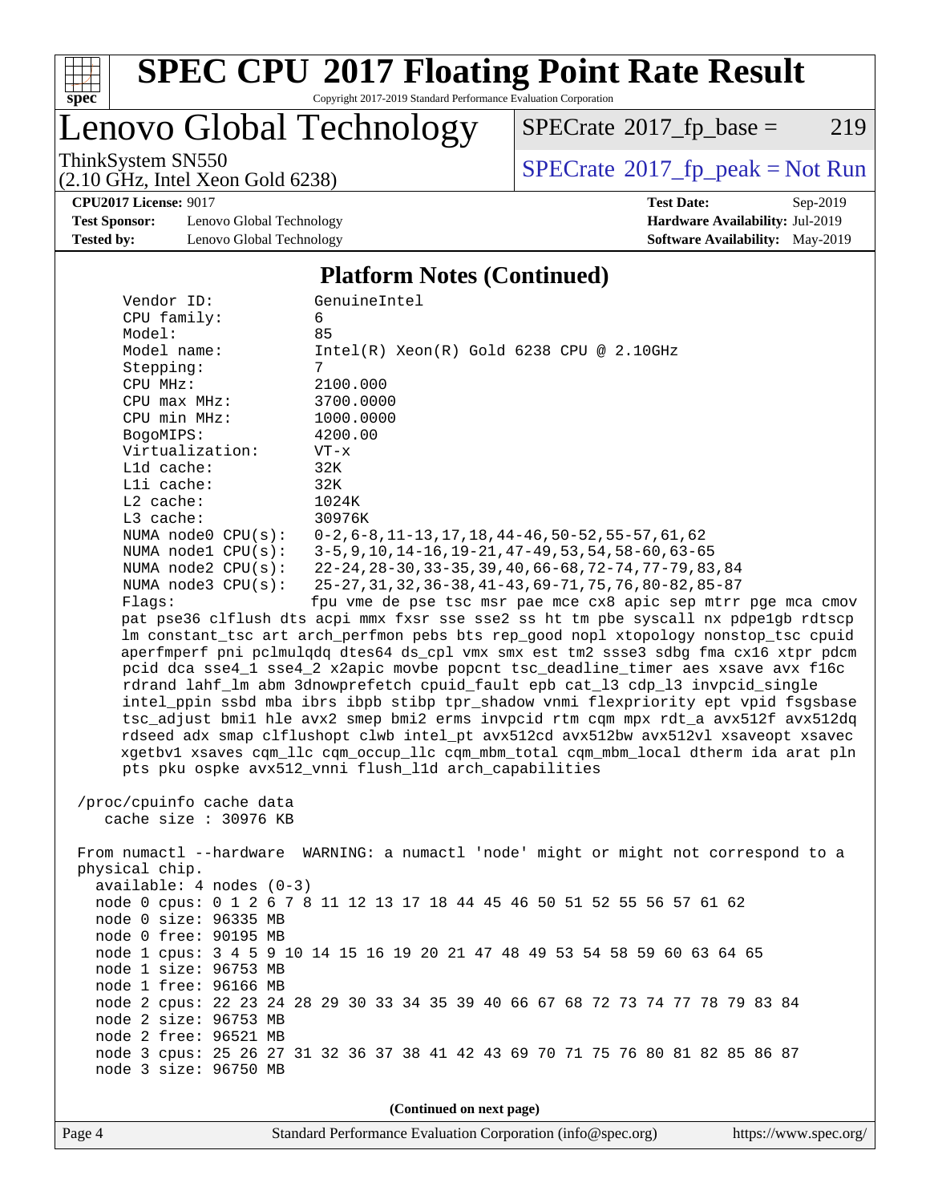# SPEC CPU 2017 Floating Point Rate Result

Copyright 2017-2019 Standard Performance Evaluation Corporation

# Lenovo Global Technology

ThinkSystem SN550
(2.10 GHz, Intel Xeon Gold 6238)

SPECrate 2017_fp_base = 219

SPECrate 2017_fp_peak = Not Run

**CPU2017 License:** 9017
**Test Sponsor:** Lenovo Global Technology
**Tested by:** Lenovo Global Technology

**Test Date:** Sep-2019
**Hardware Availability:** Jul-2019
**Software Availability:** May-2019

## Platform Notes (Continued)

```
     Vendor ID:           GenuineIntel
     CPU family:          6
     Model:               85
     Model name:          Intel(R) Xeon(R) Gold 6238 CPU @ 2.10GHz
     Stepping:            7
     CPU MHz:             2100.000
     CPU max MHz:         3700.0000
     CPU min MHz:         1000.0000
     BogoMIPS:            4200.00
     Virtualization:      VT-x
     L1d cache:           32K
     L1i cache:           32K
     L2 cache:            1024K
     L3 cache:            30976K
     NUMA node0 CPU(s):   0-2,6-8,11-13,17,18,44-46,50-52,55-57,61,62
     NUMA node1 CPU(s):   3-5,9,10,14-16,19-21,47-49,53,54,58-60,63-65
     NUMA node2 CPU(s):   22-24,28-30,33-35,39,40,66-68,72-74,77-79,83,84
     NUMA node3 CPU(s):   25-27,31,32,36-38,41-43,69-71,75,76,80-82,85-87
     Flags:               fpu vme de pse tsc msr pae mce cx8 apic sep mtrr pge mca cmov
     pat pse36 clflush dts acpi mmx fxsr sse sse2 ss ht tm pbe syscall nx pdpe1gb rdtscp
     lm constant_tsc art arch_perfmon pebs bts rep_good nopl xtopology nonstop_tsc cpuid
     aperfmperf pni pclmulqdq dtes64 ds_cpl vmx smx est tm2 ssse3 sdbg fma cx16 xtpr pdcm
     pcid dca sse4_1 sse4_2 x2apic movbe popcnt tsc_deadline_timer aes xsave avx f16c
     rdrand lahf_lm abm 3dnowprefetch cpuid_fault epb cat_l3 cdp_l3 invpcid_single
     intel_ppin ssbd mba ibrs ibpb stibp tpr_shadow vnmi flexpriority ept vpid fsgsbase
     tsc_adjust bmi1 hle avx2 smep bmi2 erms invpcid rtm cqm mpx rdt_a avx512f avx512dq
     rdseed adx smap clflushopt clwb intel_pt avx512cd avx512bw avx512vl xsaveopt xsavec
     xgetbv1 xsaves cqm_llc cqm_occup_llc cqm_mbm_total cqm_mbm_local dtherm ida arat pln
     pts pku ospke avx512_vnni flush_l1d arch_capabilities

 /proc/cpuinfo cache data
    cache size : 30976 KB

 From numactl --hardware  WARNING: a numactl 'node' might or might not correspond to a
 physical chip.
   available: 4 nodes (0-3)
   node 0 cpus: 0 1 2 6 7 8 11 12 13 17 18 44 45 46 50 51 52 55 56 57 61 62
   node 0 size: 96335 MB
   node 0 free: 90195 MB
   node 1 cpus: 3 4 5 9 10 14 15 16 19 20 21 47 48 49 53 54 58 59 60 63 64 65
   node 1 size: 96753 MB
   node 1 free: 96166 MB
   node 2 cpus: 22 23 24 28 29 30 33 34 35 39 40 66 67 68 72 73 74 77 78 79 83 84
   node 2 size: 96753 MB
   node 2 free: 96521 MB
   node 3 cpus: 25 26 27 31 32 36 37 38 41 42 43 69 70 71 75 76 80 81 82 85 86 87
   node 3 size: 96750 MB
```

**(Continued on next page)**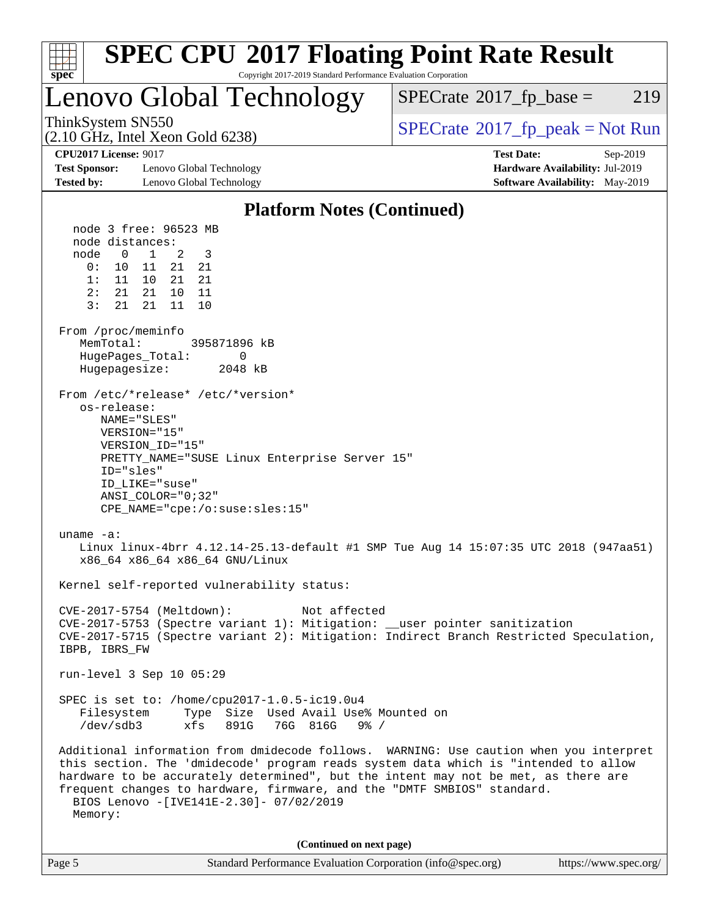# SPEC CPU 2017 Floating Point Rate Result

Copyright 2017-2019 Standard Performance Evaluation Corporation

## Lenovo Global Technology

ThinkSystem SN550
(2.10 GHz, Intel Xeon Gold 6238)

SPECrate 2017_fp_base = 219

SPECrate 2017_fp_peak = Not Run

**CPU2017 License:** 9017
**Test Sponsor:** Lenovo Global Technology
**Tested by:** Lenovo Global Technology

**Test Date:** Sep-2019
**Hardware Availability:** Jul-2019
**Software Availability:** May-2019

### Platform Notes (Continued)

```
    node 3 free: 96523 MB
    node distances:
    node   0   1   2   3
      0:  10  11  21  21
      1:  11  10  21  21
      2:  21  21  10  11
      3:  21  21  11  10

 From /proc/meminfo
    MemTotal:       395871896 kB
    HugePages_Total:       0
    Hugepagesize:       2048 kB

 From /etc/*release* /etc/*version*
    os-release:
       NAME="SLES"
       VERSION="15"
       VERSION_ID="15"
       PRETTY_NAME="SUSE Linux Enterprise Server 15"
       ID="sles"
       ID_LIKE="suse"
       ANSI_COLOR="0;32"
       CPE_NAME="cpe:/o:suse:sles:15"

 uname -a:
    Linux linux-4brr 4.12.14-25.13-default #1 SMP Tue Aug 14 15:07:35 UTC 2018 (947aa51)
    x86_64 x86_64 x86_64 GNU/Linux

 Kernel self-reported vulnerability status:

 CVE-2017-5754 (Meltdown):          Not affected
 CVE-2017-5753 (Spectre variant 1): Mitigation: __user pointer sanitization
 CVE-2017-5715 (Spectre variant 2): Mitigation: Indirect Branch Restricted Speculation,
 IBPB, IBRS_FW

 run-level 3 Sep 10 05:29

 SPEC is set to: /home/cpu2017-1.0.5-ic19.0u4
    Filesystem     Type  Size  Used Avail Use% Mounted on
    /dev/sdb3      xfs   891G   76G  816G   9% /

 Additional information from dmidecode follows.  WARNING: Use caution when you interpret
 this section. The 'dmidecode' program reads system data which is "intended to allow
 hardware to be accurately determined", but the intent may not be met, as there are
 frequent changes to hardware, firmware, and the "DMTF SMBIOS" standard.
   BIOS Lenovo -[IVE141E-2.30]- 07/02/2019
   Memory:
```

(Continued on next page)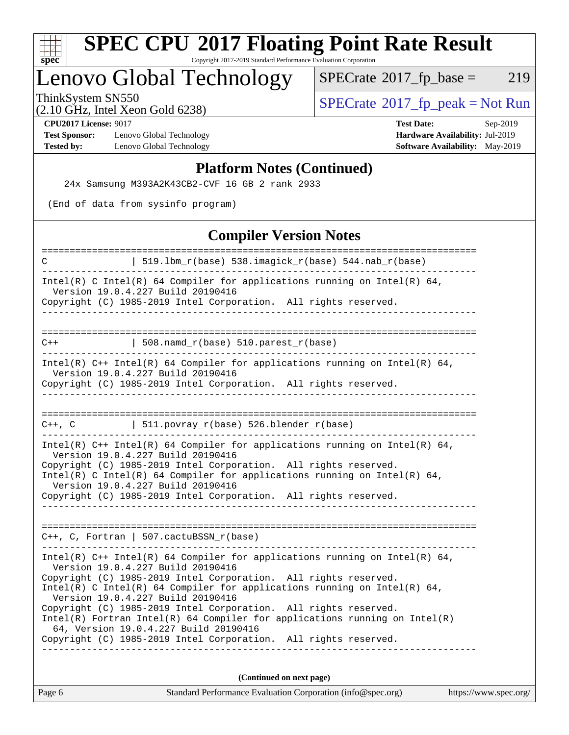# SPEC CPU 2017 Floating Point Rate Result

Copyright 2017-2019 Standard Performance Evaluation Corporation

## Lenovo Global Technology

ThinkSystem SN550
(2.10 GHz, Intel Xeon Gold 6238)

SPECrate 2017_fp_base = 219

SPECrate 2017_fp_peak = Not Run

**CPU2017 License:** 9017
**Test Sponsor:** Lenovo Global Technology
**Tested by:** Lenovo Global Technology

**Test Date:** Sep-2019
**Hardware Availability:** Jul-2019
**Software Availability:** May-2019

### Platform Notes (Continued)

```
    24x Samsung M393A2K43CB2-CVF 16 GB 2 rank 2933

 (End of data from sysinfo program)
```

### Compiler Version Notes

```
==============================================================================
C               | 519.lbm_r(base) 538.imagick_r(base) 544.nab_r(base)
------------------------------------------------------------------------------
Intel(R) C Intel(R) 64 Compiler for applications running on Intel(R) 64,
  Version 19.0.4.227 Build 20190416
Copyright (C) 1985-2019 Intel Corporation.  All rights reserved.
------------------------------------------------------------------------------

==============================================================================
C++             | 508.namd_r(base) 510.parest_r(base)
------------------------------------------------------------------------------
Intel(R) C++ Intel(R) 64 Compiler for applications running on Intel(R) 64,
  Version 19.0.4.227 Build 20190416
Copyright (C) 1985-2019 Intel Corporation.  All rights reserved.
------------------------------------------------------------------------------

==============================================================================
C++, C          | 511.povray_r(base) 526.blender_r(base)
------------------------------------------------------------------------------
Intel(R) C++ Intel(R) 64 Compiler for applications running on Intel(R) 64,
  Version 19.0.4.227 Build 20190416
Copyright (C) 1985-2019 Intel Corporation.  All rights reserved.
Intel(R) C Intel(R) 64 Compiler for applications running on Intel(R) 64,
  Version 19.0.4.227 Build 20190416
Copyright (C) 1985-2019 Intel Corporation.  All rights reserved.
------------------------------------------------------------------------------

==============================================================================
C++, C, Fortran | 507.cactuBSSN_r(base)
------------------------------------------------------------------------------
Intel(R) C++ Intel(R) 64 Compiler for applications running on Intel(R) 64,
  Version 19.0.4.227 Build 20190416
Copyright (C) 1985-2019 Intel Corporation.  All rights reserved.
Intel(R) C Intel(R) 64 Compiler for applications running on Intel(R) 64,
  Version 19.0.4.227 Build 20190416
Copyright (C) 1985-2019 Intel Corporation.  All rights reserved.
Intel(R) Fortran Intel(R) 64 Compiler for applications running on Intel(R)
  64, Version 19.0.4.227 Build 20190416
Copyright (C) 1985-2019 Intel Corporation.  All rights reserved.
------------------------------------------------------------------------------
```

**(Continued on next page)**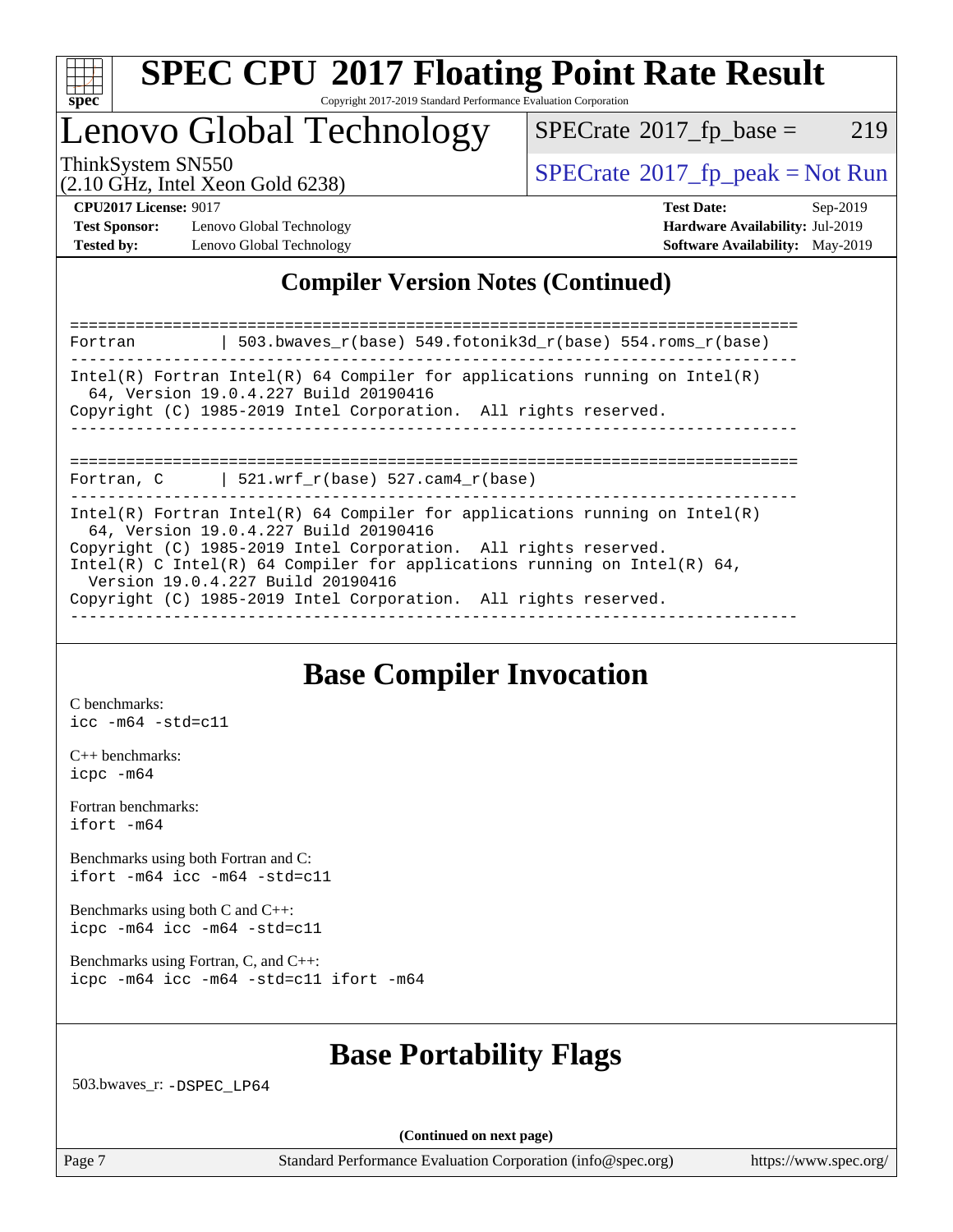# SPEC CPU 2017 Floating Point Rate Result

Copyright 2017-2019 Standard Performance Evaluation Corporation

# Lenovo Global Technology

ThinkSystem SN550
(2.10 GHz, Intel Xeon Gold 6238)

SPECrate 2017_fp_base = 219

SPECrate 2017_fp_peak = Not Run

**CPU2017 License:** 9017
**Test Sponsor:** Lenovo Global Technology
**Tested by:** Lenovo Global Technology

**Test Date:** Sep-2019
**Hardware Availability:** Jul-2019
**Software Availability:** May-2019

## Compiler Version Notes (Continued)

```
==============================================================================
Fortran         | 503.bwaves_r(base) 549.fotonik3d_r(base) 554.roms_r(base)
------------------------------------------------------------------------------
Intel(R) Fortran Intel(R) 64 Compiler for applications running on Intel(R)
  64, Version 19.0.4.227 Build 20190416
Copyright (C) 1985-2019 Intel Corporation.  All rights reserved.
------------------------------------------------------------------------------

==============================================================================
Fortran, C      | 521.wrf_r(base) 527.cam4_r(base)
------------------------------------------------------------------------------
Intel(R) Fortran Intel(R) 64 Compiler for applications running on Intel(R)
  64, Version 19.0.4.227 Build 20190416
Copyright (C) 1985-2019 Intel Corporation.  All rights reserved.
Intel(R) C Intel(R) 64 Compiler for applications running on Intel(R) 64,
  Version 19.0.4.227 Build 20190416
Copyright (C) 1985-2019 Intel Corporation.  All rights reserved.
------------------------------------------------------------------------------
```

## Base Compiler Invocation

C benchmarks:
`icc -m64 -std=c11`

C++ benchmarks:
`icpc -m64`

Fortran benchmarks:
`ifort -m64`

Benchmarks using both Fortran and C:
`ifort -m64 icc -m64 -std=c11`

Benchmarks using both C and C++:
`icpc -m64 icc -m64 -std=c11`

Benchmarks using Fortran, C, and C++:
`icpc -m64 icc -m64 -std=c11 ifort -m64`

## Base Portability Flags

503.bwaves_r: `-DSPEC_LP64`

**(Continued on next page)**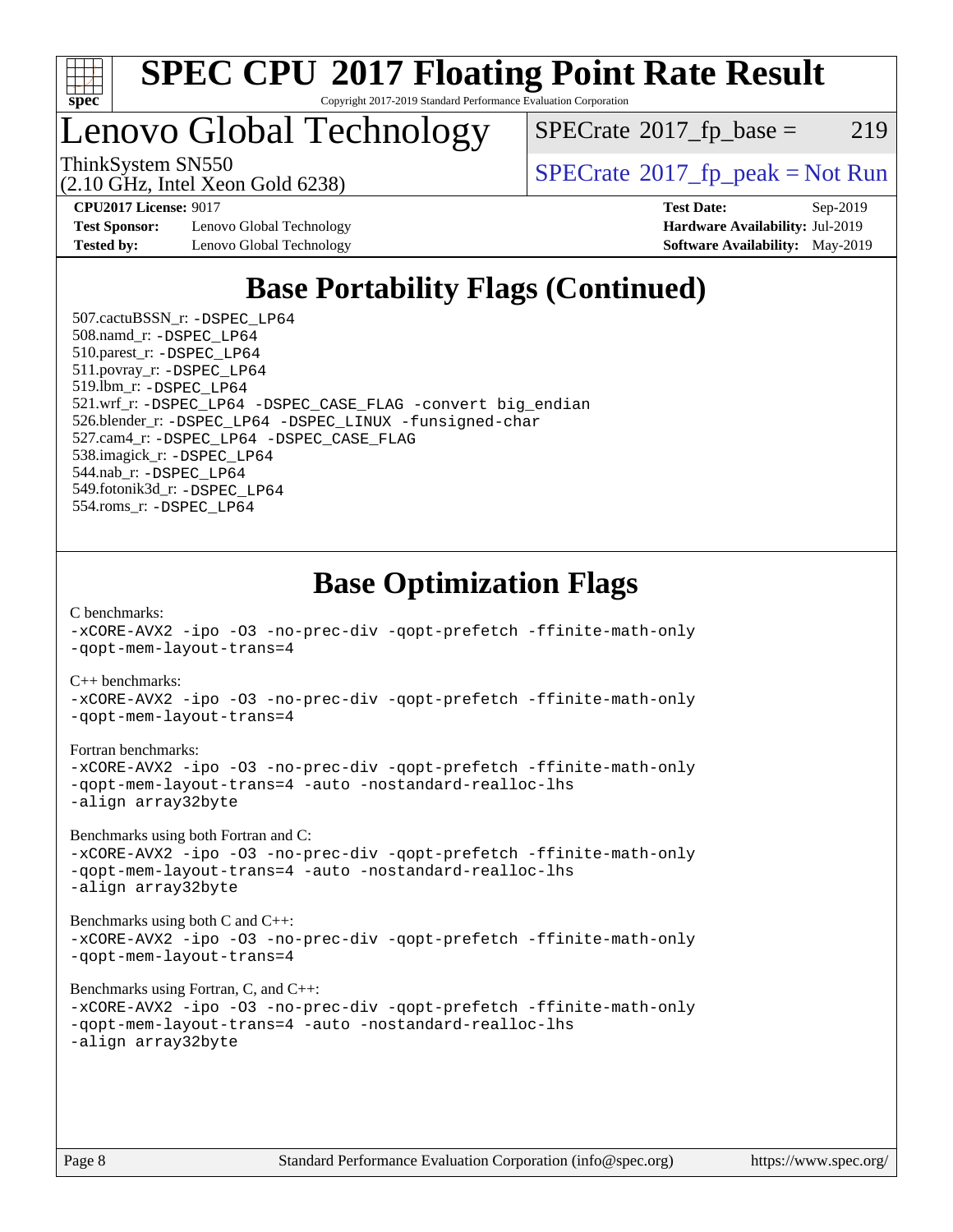# SPEC CPU 2017 Floating Point Rate Result

Copyright 2017-2019 Standard Performance Evaluation Corporation

# Lenovo Global Technology

ThinkSystem SN550
(2.10 GHz, Intel Xeon Gold 6238)

SPECrate 2017_fp_base = 219

SPECrate 2017_fp_peak = Not Run

**CPU2017 License:** 9017
**Test Sponsor:** Lenovo Global Technology
**Tested by:** Lenovo Global Technology

**Test Date:** Sep-2019
**Hardware Availability:** Jul-2019
**Software Availability:** May-2019

## Base Portability Flags (Continued)

507.cactuBSSN_r: -DSPEC_LP64
508.namd_r: -DSPEC_LP64
510.parest_r: -DSPEC_LP64
511.povray_r: -DSPEC_LP64
519.lbm_r: -DSPEC_LP64
521.wrf_r: -DSPEC_LP64 -DSPEC_CASE_FLAG -convert big_endian
526.blender_r: -DSPEC_LP64 -DSPEC_LINUX -funsigned-char
527.cam4_r: -DSPEC_LP64 -DSPEC_CASE_FLAG
538.imagick_r: -DSPEC_LP64
544.nab_r: -DSPEC_LP64
549.fotonik3d_r: -DSPEC_LP64
554.roms_r: -DSPEC_LP64

## Base Optimization Flags

C benchmarks:
-xCORE-AVX2 -ipo -O3 -no-prec-div -qopt-prefetch -ffinite-math-only
-qopt-mem-layout-trans=4

C++ benchmarks:
-xCORE-AVX2 -ipo -O3 -no-prec-div -qopt-prefetch -ffinite-math-only
-qopt-mem-layout-trans=4

Fortran benchmarks:
-xCORE-AVX2 -ipo -O3 -no-prec-div -qopt-prefetch -ffinite-math-only
-qopt-mem-layout-trans=4 -auto -nostandard-realloc-lhs
-align array32byte

Benchmarks using both Fortran and C:
-xCORE-AVX2 -ipo -O3 -no-prec-div -qopt-prefetch -ffinite-math-only
-qopt-mem-layout-trans=4 -auto -nostandard-realloc-lhs
-align array32byte

Benchmarks using both C and C++:
-xCORE-AVX2 -ipo -O3 -no-prec-div -qopt-prefetch -ffinite-math-only
-qopt-mem-layout-trans=4

Benchmarks using Fortran, C, and C++:
-xCORE-AVX2 -ipo -O3 -no-prec-div -qopt-prefetch -ffinite-math-only
-qopt-mem-layout-trans=4 -auto -nostandard-realloc-lhs
-align array32byte

Standard Performance Evaluation Corporation (info@spec.org) https://www.spec.org/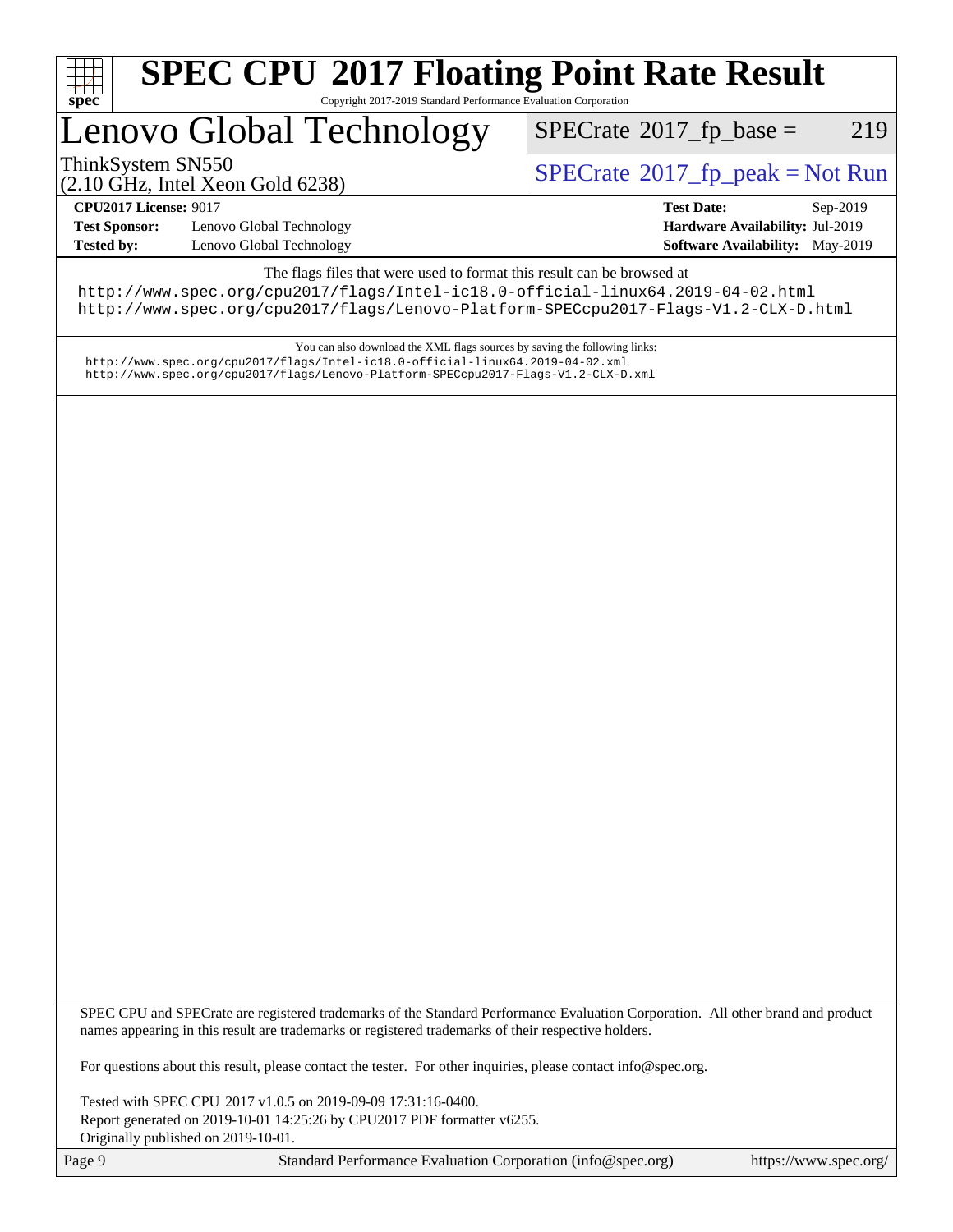The flags files that were used to format this result can be browsed at

http://www.spec.org/cpu2017/flags/Intel-ic18.0-official-linux64.2019-04-02.html
http://www.spec.org/cpu2017/flags/Lenovo-Platform-SPECcpu2017-Flags-V1.2-CLX-D.html

You can also download the XML flags sources by saving the following links:

http://www.spec.org/cpu2017/flags/Intel-ic18.0-official-linux64.2019-04-02.xml
http://www.spec.org/cpu2017/flags/Lenovo-Platform-SPECcpu2017-Flags-V1.2-CLX-D.xml

SPEC CPU and SPECrate are registered trademarks of the Standard Performance Evaluation Corporation. All other brand and product names appearing in this result are trademarks or registered trademarks of their respective holders.

For questions about this result, please contact the tester. For other inquiries, please contact info@spec.org.

Tested with SPEC CPU 2017 v1.0.5 on 2019-09-09 17:31:16-0400.
Report generated on 2019-10-01 14:25:26 by CPU2017 PDF formatter v6255.
Originally published on 2019-10-01.